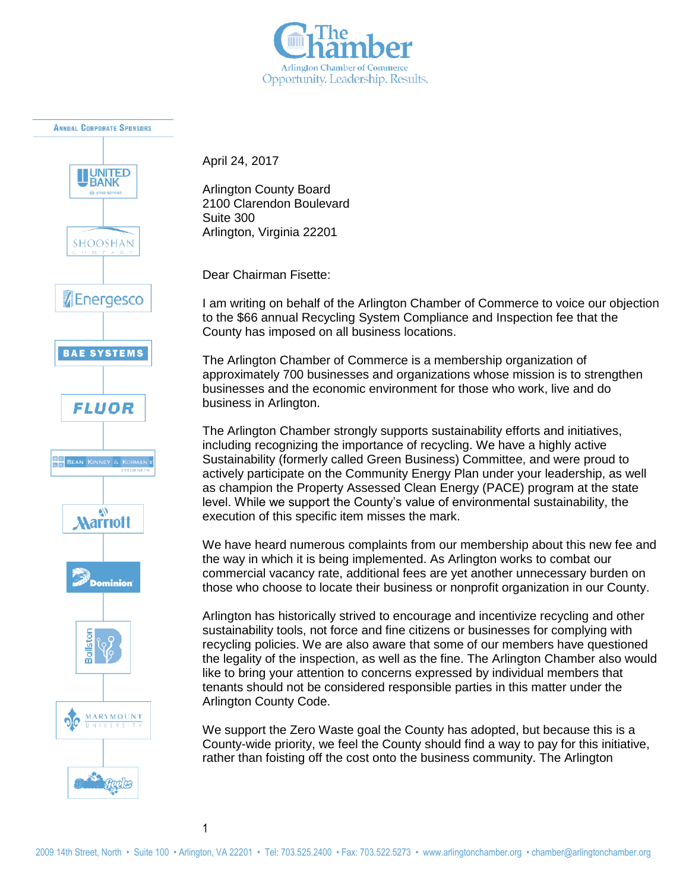The Chamber
Arlington Chamber of Commerce
Opportunity. Leadership. Results.

ANNUAL CORPORATE SPONSORS

United Bank • Shooshan Company • Energesco • BAE Systems • Fluor • Bean Kinney & Korman Attorneys • Marriott • Dominion • Ballston • Marymount University • Bobcat Books

April 24, 2017

Arlington County Board
2100 Clarendon Boulevard
Suite 300
Arlington, Virginia 22201

Dear Chairman Fisette:

I am writing on behalf of the Arlington Chamber of Commerce to voice our objection to the $66 annual Recycling System Compliance and Inspection fee that the County has imposed on all business locations.

The Arlington Chamber of Commerce is a membership organization of approximately 700 businesses and organizations whose mission is to strengthen businesses and the economic environment for those who work, live and do business in Arlington.

The Arlington Chamber strongly supports sustainability efforts and initiatives, including recognizing the importance of recycling. We have a highly active Sustainability (formerly called Green Business) Committee, and were proud to actively participate on the Community Energy Plan under your leadership, as well as champion the Property Assessed Clean Energy (PACE) program at the state level. While we support the County's value of environmental sustainability, the execution of this specific item misses the mark.

We have heard numerous complaints from our membership about this new fee and the way in which it is being implemented. As Arlington works to combat our commercial vacancy rate, additional fees are yet another unnecessary burden on those who choose to locate their business or nonprofit organization in our County.

Arlington has historically strived to encourage and incentivize recycling and other sustainability tools, not force and fine citizens or businesses for complying with recycling policies. We are also aware that some of our members have questioned the legality of the inspection, as well as the fine. The Arlington Chamber also would like to bring your attention to concerns expressed by individual members that tenants should not be considered responsible parties in this matter under the Arlington County Code.

We support the Zero Waste goal the County has adopted, but because this is a County-wide priority, we feel the County should find a way to pay for this initiative, rather than foisting off the cost onto the business community. The Arlington

2009 14th Street, North • Suite 100 • Arlington, VA 22201 • Tel: 703.525.2400 • Fax: 703.522.5273 • www.arlingtonchamber.org • chamber@arlingtonchamber.org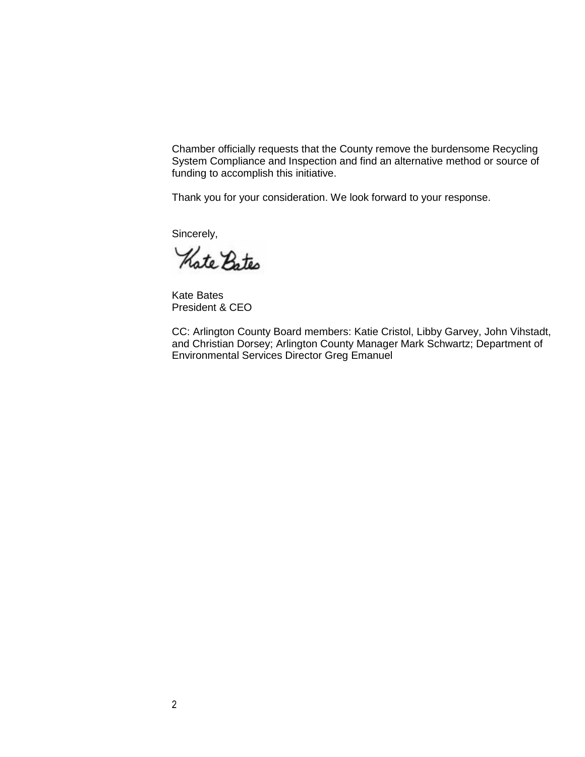Chamber officially requests that the County remove the burdensome Recycling System Compliance and Inspection and find an alternative method or source of funding to accomplish this initiative.

Thank you for your consideration. We look forward to your response.

Sincerely,

Kate Bates

Kate Bates
President & CEO

CC: Arlington County Board members: Katie Cristol, Libby Garvey, John Vihstadt, and Christian Dorsey; Arlington County Manager Mark Schwartz; Department of Environmental Services Director Greg Emanuel